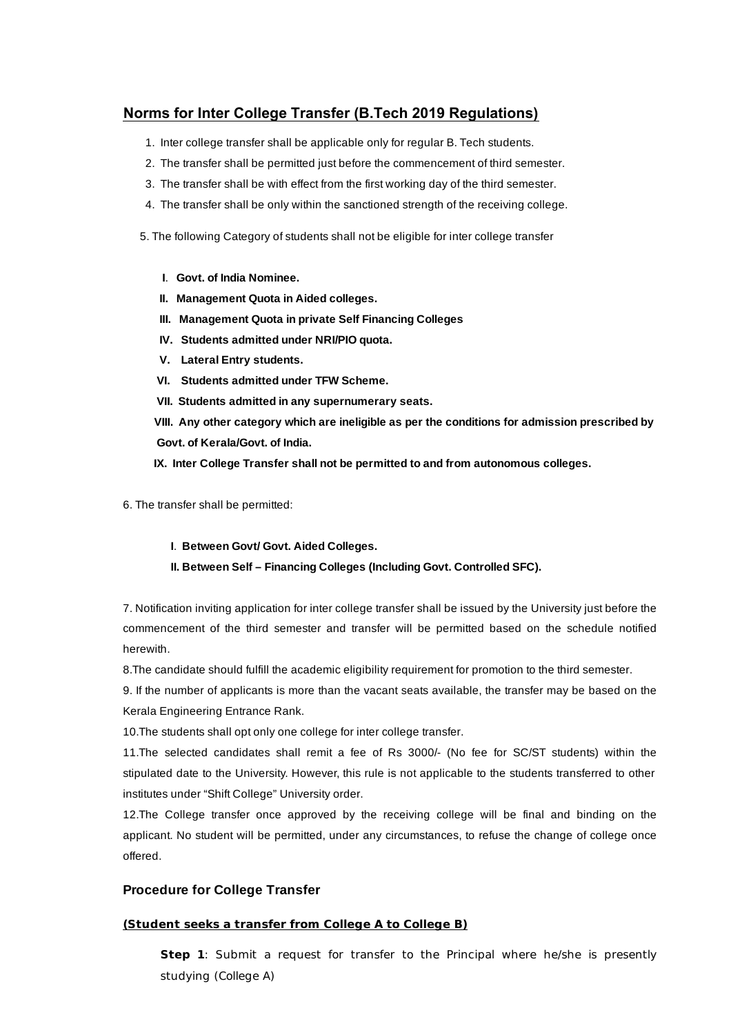## Norms for Inter College Transfer (B.Tech 2019 Regulations)

1. Inter college transfer shall be applicable only for regular B. Tech students.
2. The transfer shall be permitted just before the commencement of third semester.
3. The transfer shall be with effect from the first working day of the third semester.
4. The transfer shall be only within the sanctioned strength of the receiving college.

5. The following Category of students shall not be eligible for inter college transfer

   **I. Govt. of India Nominee.**
   **II. Management Quota in Aided colleges.**
   **III. Management Quota in private Self Financing Colleges**
   **IV. Students admitted under NRI/PIO quota.**
   **V. Lateral Entry students.**
   **VI. Students admitted under TFW Scheme.**
   **VII. Students admitted in any supernumerary seats.**
   **VIII. Any other category which are ineligible as per the conditions for admission prescribed by Govt. of Kerala/Govt. of India.**
   **IX. Inter College Transfer shall not be permitted to and from autonomous colleges.**

6. The transfer shall be permitted:

   **I. Between Govt/ Govt. Aided Colleges.**
   **II. Between Self – Financing Colleges (Including Govt. Controlled SFC).**

7. Notification inviting application for inter college transfer shall be issued by the University just before the commencement of the third semester and transfer will be permitted based on the schedule notified herewith.

8. The candidate should fulfill the academic eligibility requirement for promotion to the third semester.

9. If the number of applicants is more than the vacant seats available, the transfer may be based on the Kerala Engineering Entrance Rank.

10. The students shall opt only one college for inter college transfer.

11. The selected candidates shall remit a fee of Rs 3000/- (No fee for SC/ST students) within the stipulated date to the University. However, this rule is not applicable to the students transferred to other institutes under "Shift College" University order.

12. The College transfer once approved by the receiving college will be final and binding on the applicant. No student will be permitted, under any circumstances, to refuse the change of college once offered.

### Procedure for College Transfer

**(Student seeks a transfer from College A to College B)**

**Step 1**: Submit a request for transfer to the Principal where he/she is presently studying (College A)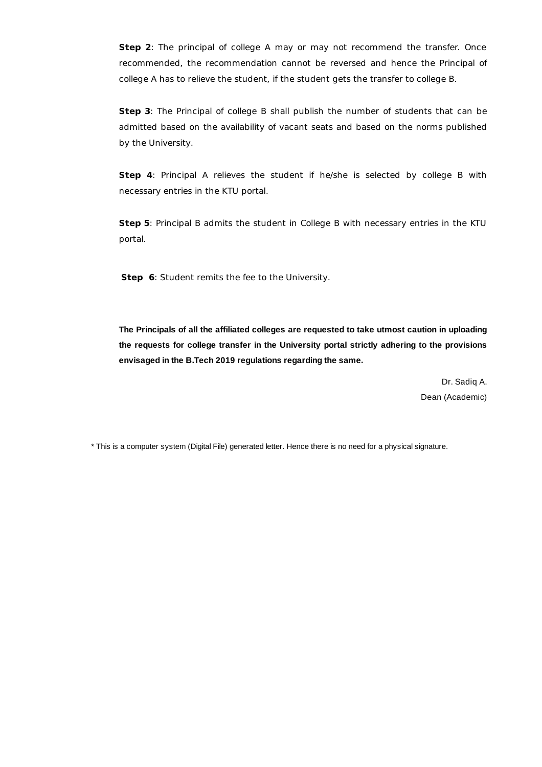**Step 2**: The principal of college A may or may not recommend the transfer. Once recommended, the recommendation cannot be reversed and hence the Principal of college A has to relieve the student, if the student gets the transfer to college B.

**Step 3**: The Principal of college B shall publish the number of students that can be admitted based on the availability of vacant seats and based on the norms published by the University.

**Step 4**: Principal A relieves the student if he/she is selected by college B with necessary entries in the KTU portal.

**Step 5**: Principal B admits the student in College B with necessary entries in the KTU portal.

**Step 6**: Student remits the fee to the University.

**The Principals of all the affiliated colleges are requested to take utmost caution in uploading the requests for college transfer in the University portal strictly adhering to the provisions envisaged in the B.Tech 2019 regulations regarding the same.**

Dr. Sadiq A.
Dean (Academic)

* This is a computer system (Digital File) generated letter. Hence there is no need for a physical signature.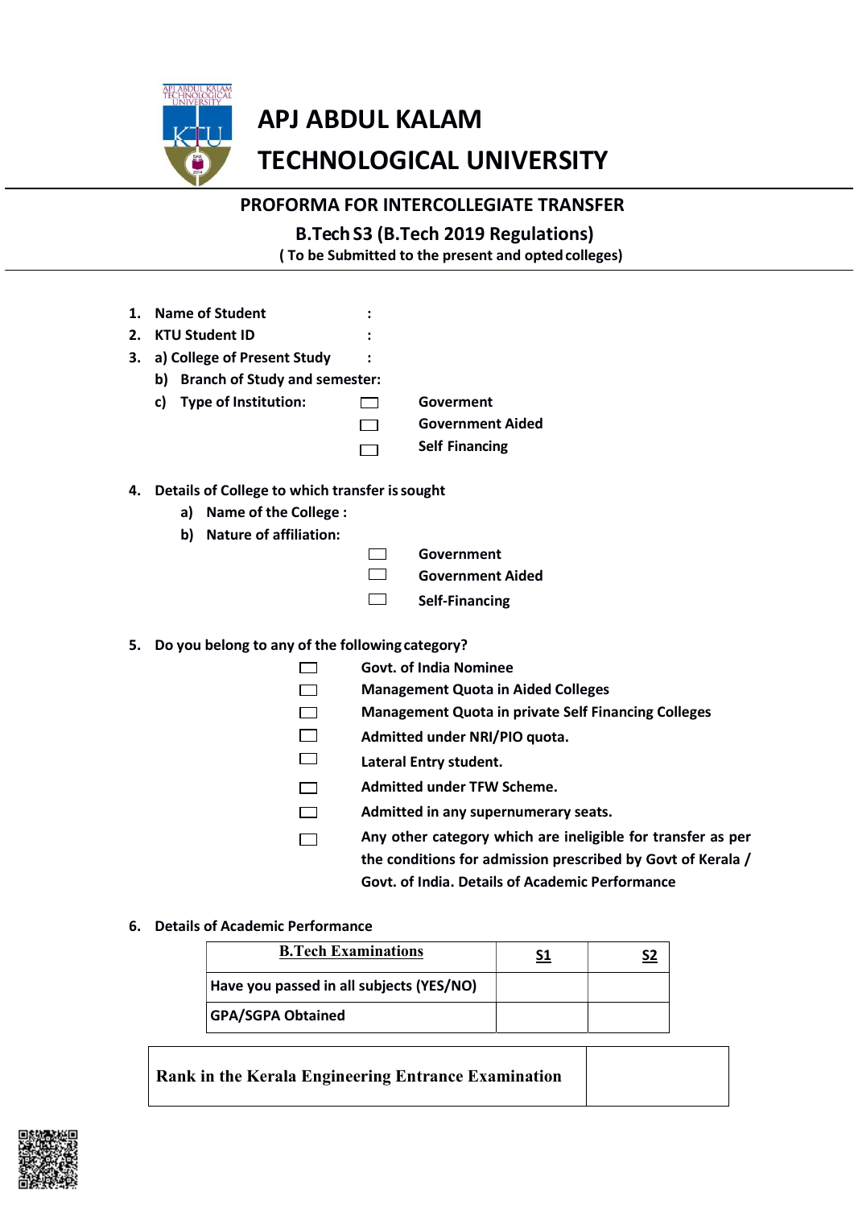# APJ ABDUL KALAM TECHNOLOGICAL UNIVERSITY

## PROFORMA FOR INTERCOLLEGIATE TRANSFER

### B.Tech S3 (B.Tech 2019 Regulations)

**( To be Submitted to the present and opted colleges)**

1. **Name of Student** :
2. **KTU Student ID** :
3. **a) College of Present Study** :
   **b) Branch of Study and semester:**
   **c) Type of Institution:**
   - ☐ **Goverment**
   - ☐ **Government Aided**
   - ☐ **Self Financing**

4. **Details of College to which transfer is sought**
   **a) Name of the College :**
   **b) Nature of affiliation:**
   - ☐ **Government**
   - ☐ **Government Aided**
   - ☐ **Self-Financing**

5. **Do you belong to any of the following category?**
   - ☐ **Govt. of India Nominee**
   - ☐ **Management Quota in Aided Colleges**
   - ☐ **Management Quota in private Self Financing Colleges**
   - ☐ **Admitted under NRI/PIO quota.**
   - ☐ **Lateral Entry student.**
   - ☐ **Admitted under TFW Scheme.**
   - ☐ **Admitted in any supernumerary seats.**
   - ☐ **Any other category which are ineligible for transfer as per the conditions for admission prescribed by Govt of Kerala / Govt. of India. Details of Academic Performance**

6. **Details of Academic Performance**

| B.Tech Examinations | S1 | S2 |
|---|---|---|
| Have you passed in all subjects (YES/NO) | | |
| GPA/SGPA Obtained | | |

| Rank in the Kerala Engineering Entrance Examination | |
|---|---|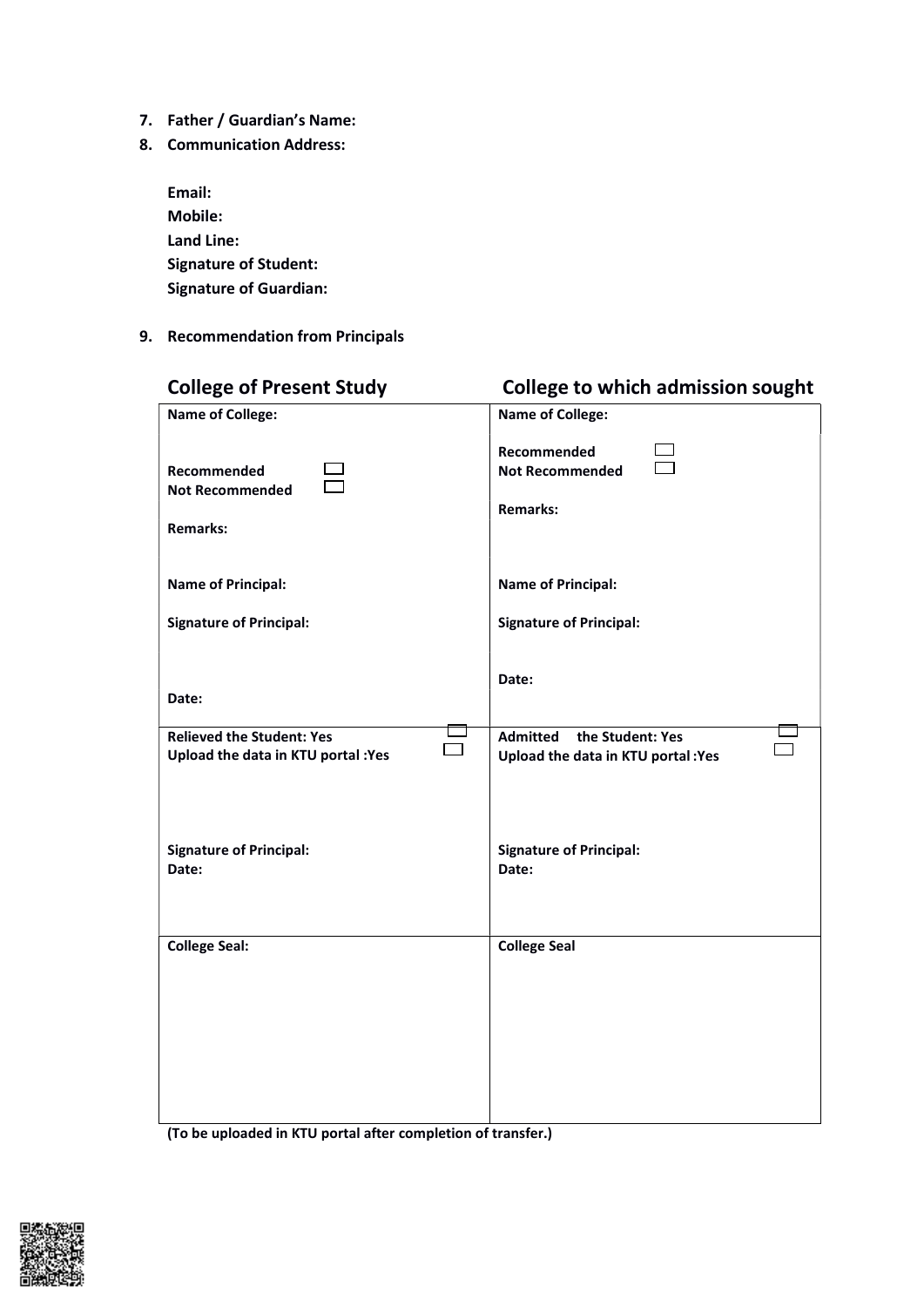7. **Father / Guardian's Name:**
8. **Communication Address:**

   **Email:**
   **Mobile:**
   **Land Line:**
   **Signature of Student:**
   **Signature of Guardian:**

9. **Recommendation from Principals**

| College of Present Study | College to which admission sought |
|---|---|
| **Name of College:**<br><br>**Recommended** ☐<br>**Not Recommended** ☐<br><br>**Remarks:**<br><br>**Name of Principal:**<br><br>**Signature of Principal:**<br><br>**Date:** | **Name of College:**<br><br>**Recommended** ☐<br>**Not Recommended** ☐<br><br>**Remarks:**<br><br>**Name of Principal:**<br><br>**Signature of Principal:**<br><br>**Date:** |
| **Relieved the Student: Yes** ☐<br>**Upload the data in KTU portal :Yes** ☐<br><br>**Signature of Principal:**<br>**Date:** | **Admitted the Student: Yes** ☐<br>**Upload the data in KTU portal :Yes** ☐<br><br>**Signature of Principal:**<br>**Date:** |
| **College Seal:** | **College Seal** |

**(To be uploaded in KTU portal after completion of transfer.)**